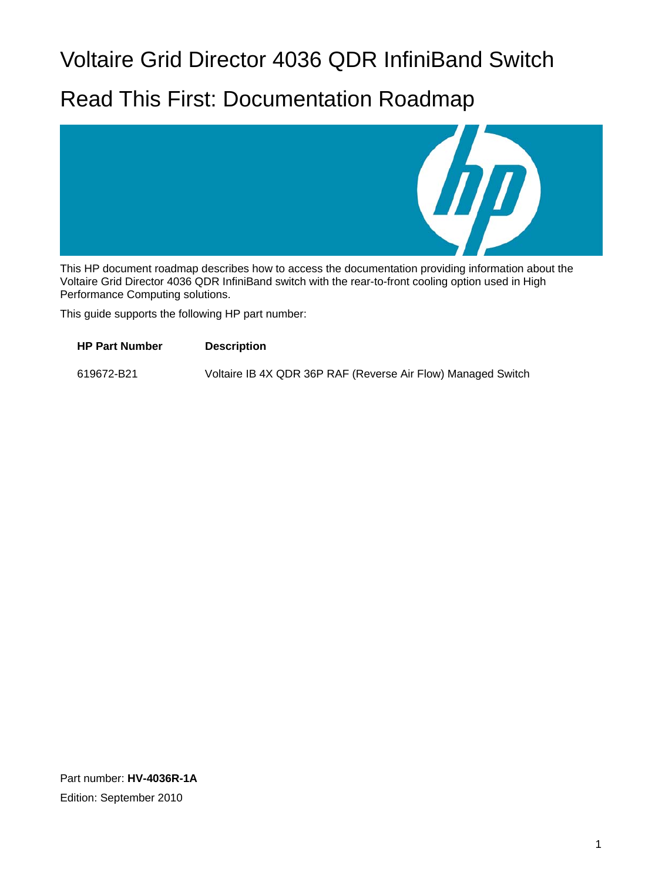# Voltaire Grid Director 4036 QDR InfiniBand Switch

## Read This First: Documentation Roadmap

This HP document roadmap describes how to access the documentation providing information about the Voltaire Grid Director 4036 QDR InfiniBand switch with the rear-to-front cooling option used in High Performance Computing solutions.

This guide supports the following HP part number:

| HP Part Number | Description |
| --- | --- |
| 619672-B21 | Voltaire IB 4X QDR 36P RAF (Reverse Air Flow) Managed Switch |

Part number: **HV-4036R-1A**

Edition: September 2010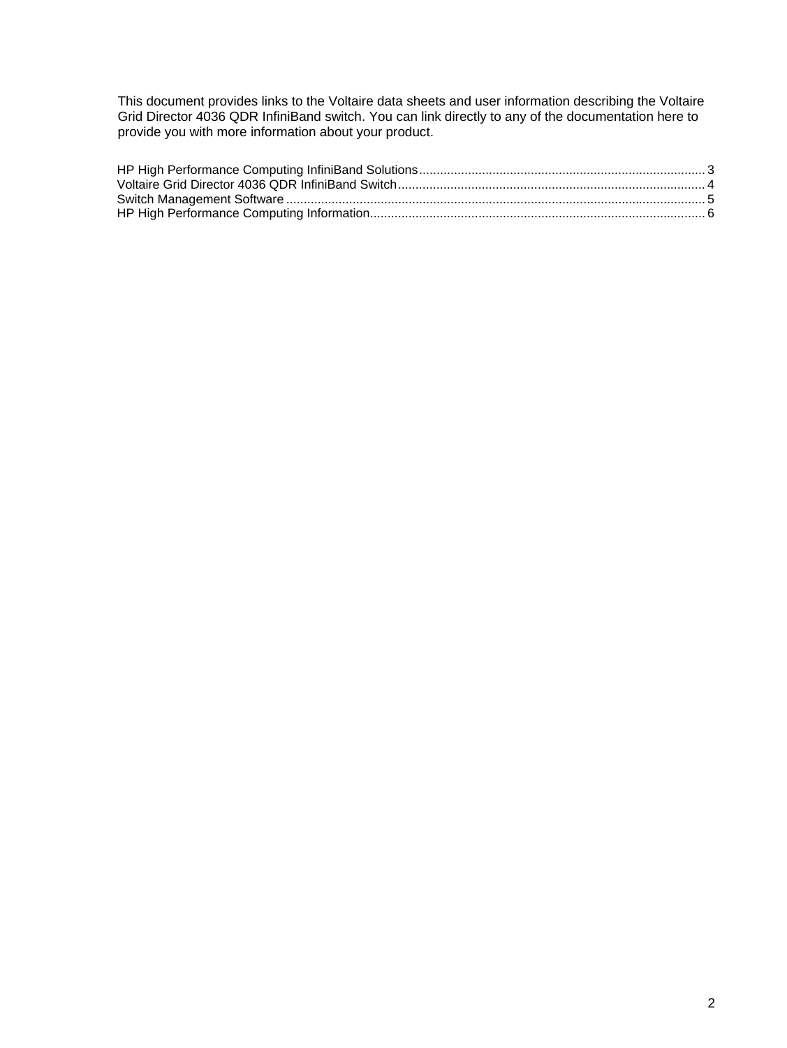This document provides links to the Voltaire data sheets and user information describing the Voltaire Grid Director 4036 QDR InfiniBand switch. You can link directly to any of the documentation here to provide you with more information about your product.

HP High Performance Computing InfiniBand Solutions .......... 3
Voltaire Grid Director 4036 QDR InfiniBand Switch .......... 4
Switch Management Software .......... 5
HP High Performance Computing Information .......... 6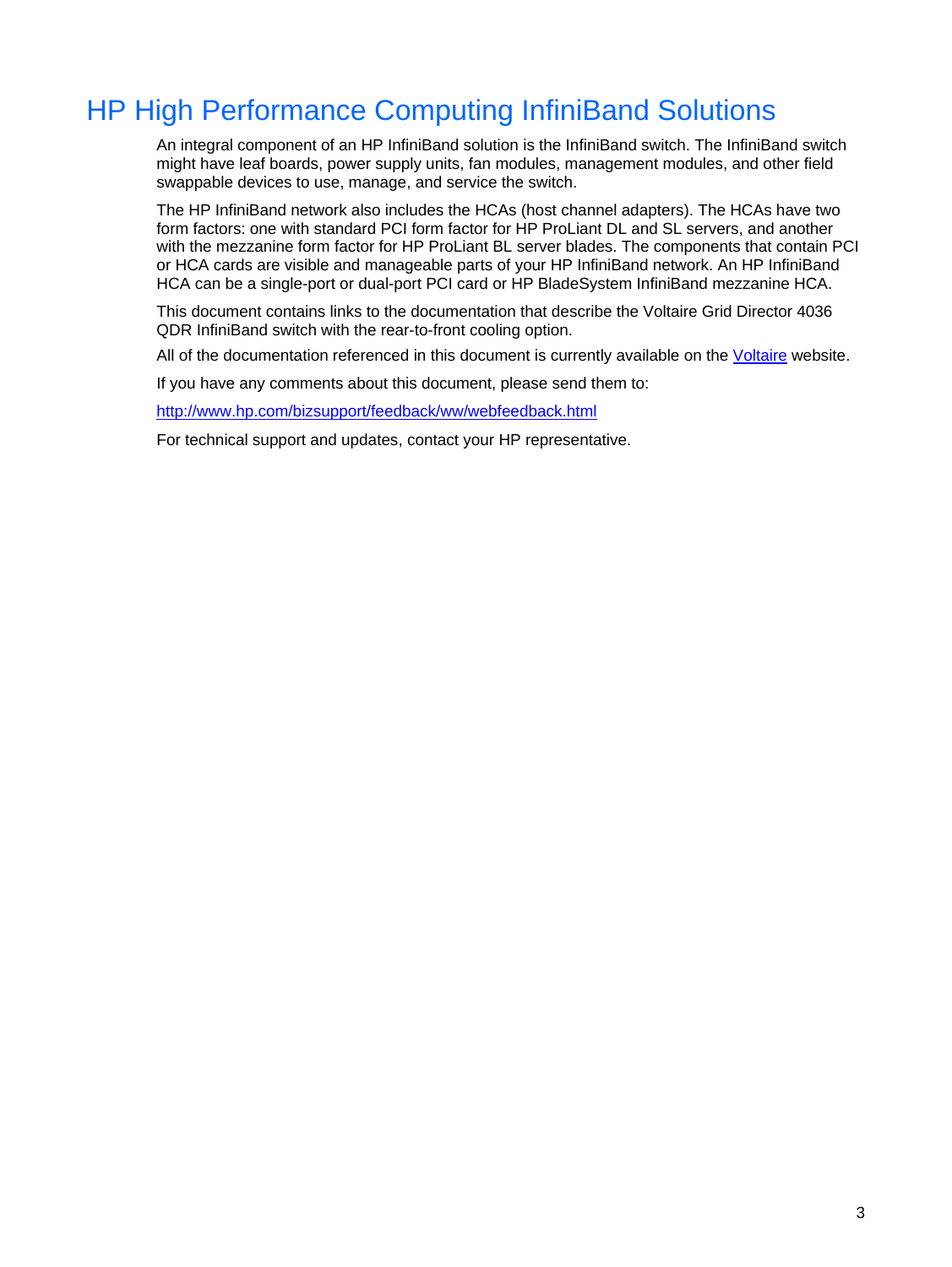# HP High Performance Computing InfiniBand Solutions

An integral component of an HP InfiniBand solution is the InfiniBand switch. The InfiniBand switch might have leaf boards, power supply units, fan modules, management modules, and other field swappable devices to use, manage, and service the switch.

The HP InfiniBand network also includes the HCAs (host channel adapters). The HCAs have two form factors: one with standard PCI form factor for HP ProLiant DL and SL servers, and another with the mezzanine form factor for HP ProLiant BL server blades. The components that contain PCI or HCA cards are visible and manageable parts of your HP InfiniBand network. An HP InfiniBand HCA can be a single-port or dual-port PCI card or HP BladeSystem InfiniBand mezzanine HCA.

This document contains links to the documentation that describe the Voltaire Grid Director 4036 QDR InfiniBand switch with the rear-to-front cooling option.

All of the documentation referenced in this document is currently available on the Voltaire website.

If you have any comments about this document, please send them to:

http://www.hp.com/bizsupport/feedback/ww/webfeedback.html

For technical support and updates, contact your HP representative.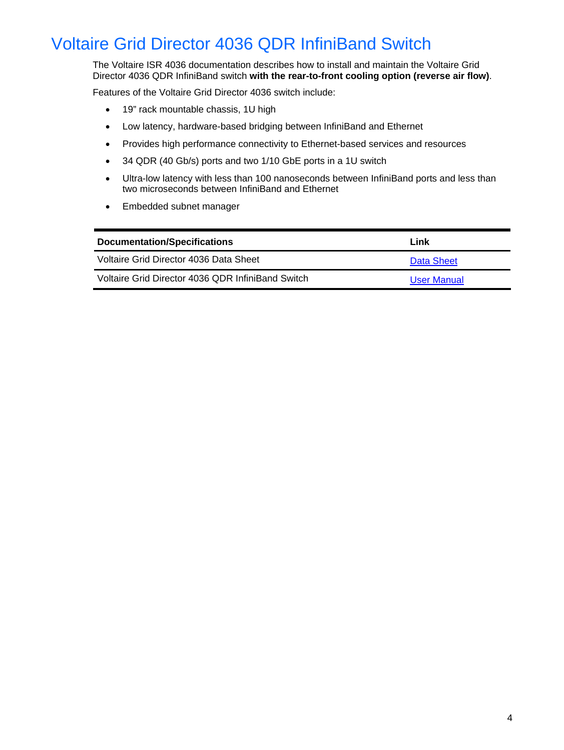# Voltaire Grid Director 4036 QDR InfiniBand Switch

The Voltaire ISR 4036 documentation describes how to install and maintain the Voltaire Grid Director 4036 QDR InfiniBand switch **with the rear-to-front cooling option (reverse air flow)**.

Features of the Voltaire Grid Director 4036 switch include:

- 19" rack mountable chassis, 1U high
- Low latency, hardware-based bridging between InfiniBand and Ethernet
- Provides high performance connectivity to Ethernet-based services and resources
- 34 QDR (40 Gb/s) ports and two 1/10 GbE ports in a 1U switch
- Ultra-low latency with less than 100 nanoseconds between InfiniBand ports and less than two microseconds between InfiniBand and Ethernet
- Embedded subnet manager

| Documentation/Specifications | Link |
|---|---|
| Voltaire Grid Director 4036 Data Sheet | Data Sheet |
| Voltaire Grid Director 4036 QDR InfiniBand Switch | User Manual |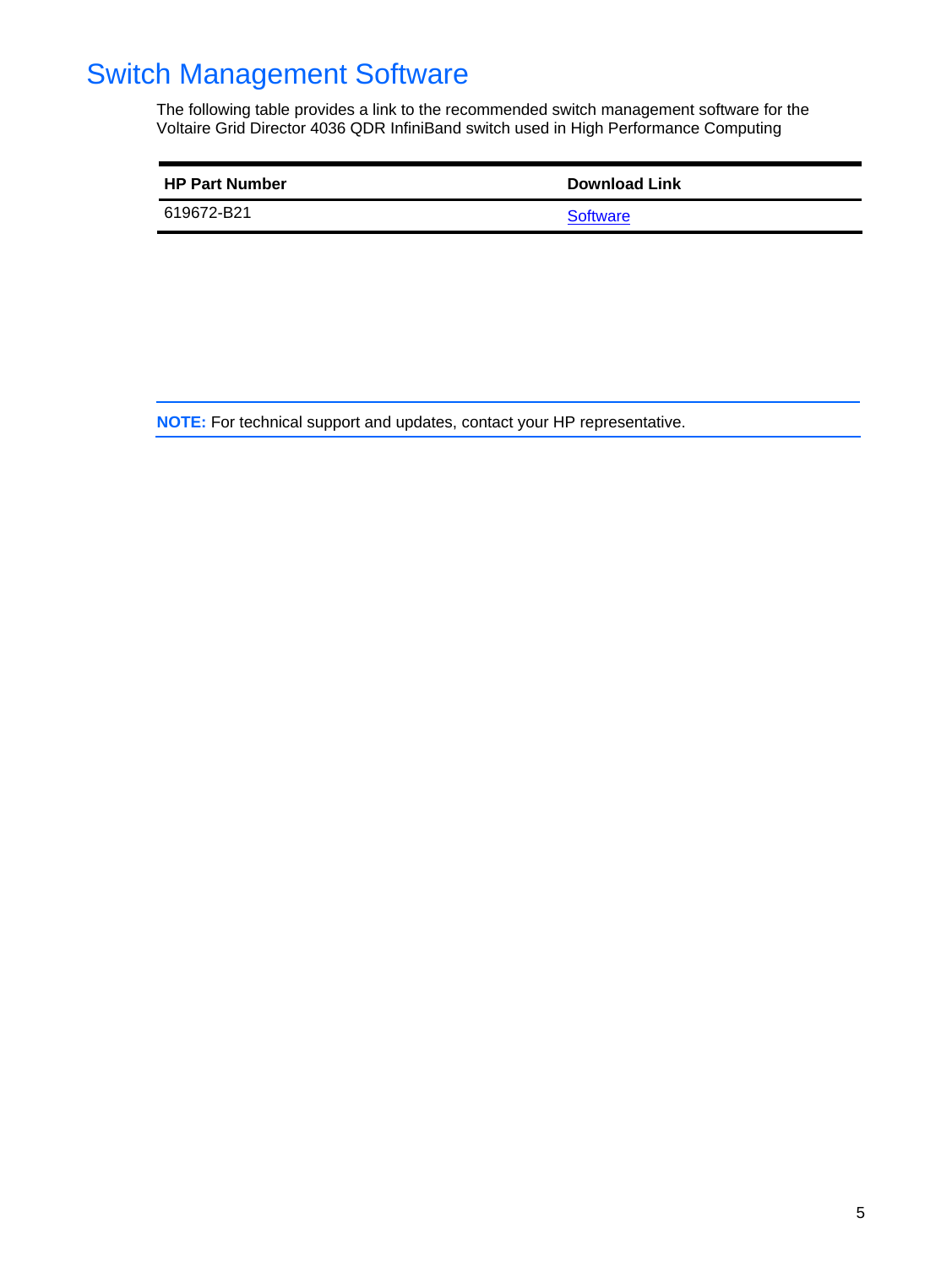# Switch Management Software

The following table provides a link to the recommended switch management software for the Voltaire Grid Director 4036 QDR InfiniBand switch used in High Performance Computing

| HP Part Number | Download Link |
|---|---|
| 619672-B21 | Software |

**NOTE:** For technical support and updates, contact your HP representative.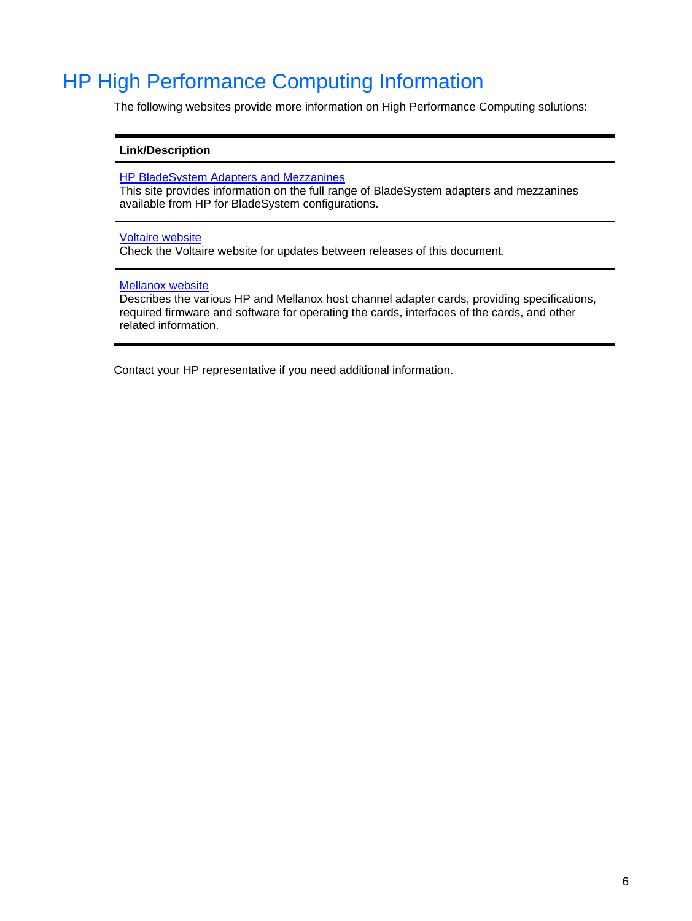# HP High Performance Computing Information

The following websites provide more information on High Performance Computing solutions:

| Link/Description |
| --- |
| HP BladeSystem Adapters and Mezzanines<br>This site provides information on the full range of BladeSystem adapters and mezzanines available from HP for BladeSystem configurations. |
| Voltaire website<br>Check the Voltaire website for updates between releases of this document. |
| Mellanox website<br>Describes the various HP and Mellanox host channel adapter cards, providing specifications, required firmware and software for operating the cards, interfaces of the cards, and other related information. |

Contact your HP representative if you need additional information.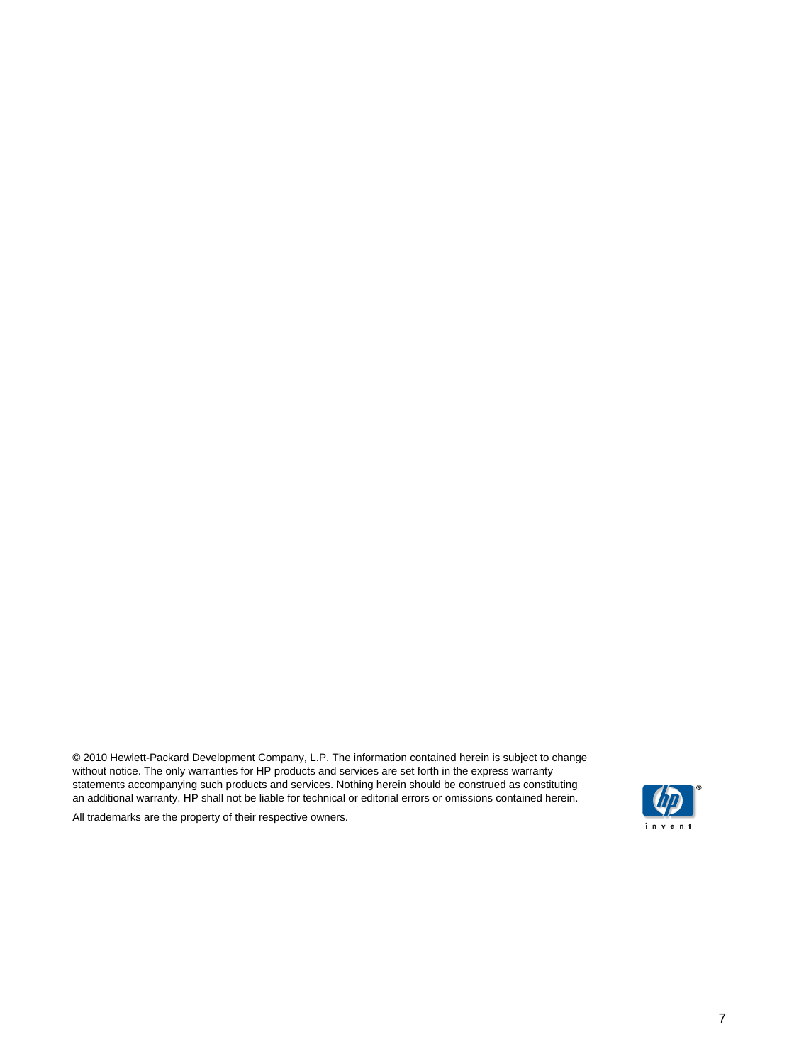© 2010 Hewlett-Packard Development Company, L.P. The information contained herein is subject to change without notice. The only warranties for HP products and services are set forth in the express warranty statements accompanying such products and services. Nothing herein should be construed as constituting an additional warranty. HP shall not be liable for technical or editorial errors or omissions contained herein.

All trademarks are the property of their respective owners.